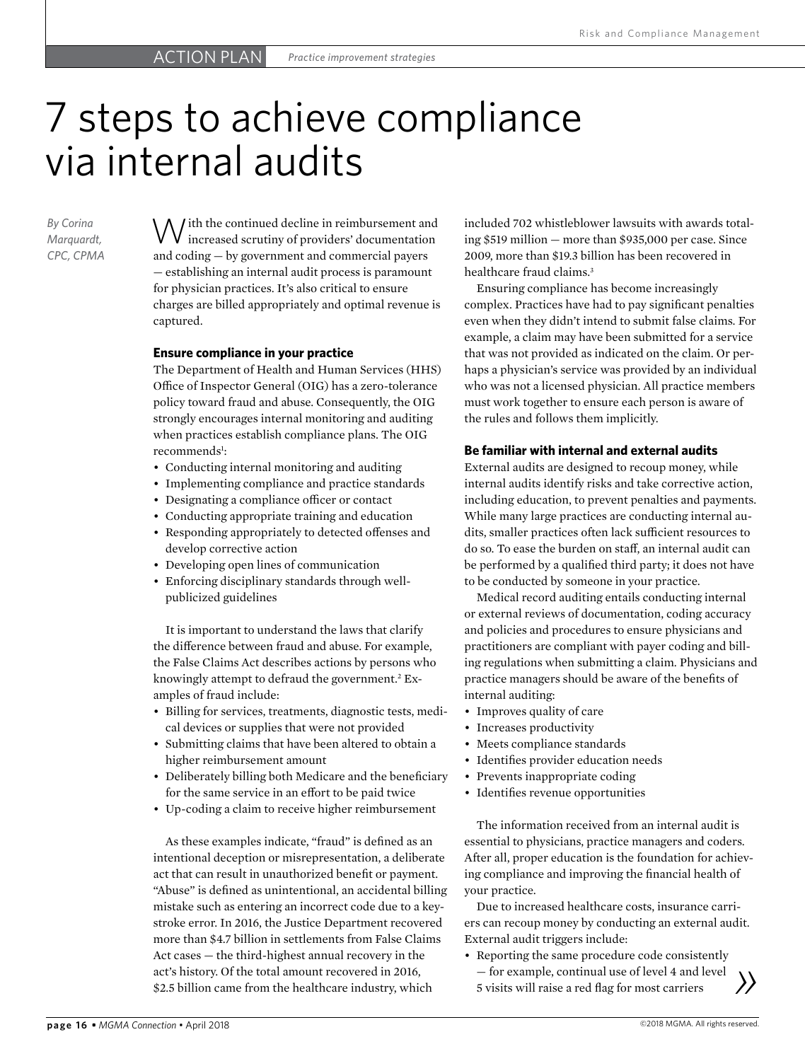# 7 steps to achieve compliance via internal audits

*By Corina Marquardt, CPC, CPMA*

With the continued decline in reimbursement and increased scrutiny of providers' documentation and coding — by government and commercial payers — establishing an internal audit process is paramount for physician practices. It's also critical to ensure charges are billed appropriately and optimal revenue is captured.

### Ensure compliance in your practice

The Department of Health and Human Services (HHS) Office of Inspector General (OIG) has a zero-tolerance policy toward fraud and abuse. Consequently, the OIG strongly encourages internal monitoring and auditing when practices establish compliance plans. The OIG recommends[1]:

- Conducting internal monitoring and auditing
- Implementing compliance and practice standards
- Designating a compliance officer or contact
- Conducting appropriate training and education
- Responding appropriately to detected offenses and develop corrective action
- Developing open lines of communication
- Enforcing disciplinary standards through well-publicized guidelines

It is important to understand the laws that clarify the difference between fraud and abuse. For example, the False Claims Act describes actions by persons who knowingly attempt to defraud the government.[2] Examples of fraud include:

- Billing for services, treatments, diagnostic tests, medical devices or supplies that were not provided
- Submitting claims that have been altered to obtain a higher reimbursement amount
- Deliberately billing both Medicare and the beneficiary for the same service in an effort to be paid twice
- Up-coding a claim to receive higher reimbursement

As these examples indicate, "fraud" is defined as an intentional deception or misrepresentation, a deliberate act that can result in unauthorized benefit or payment. "Abuse" is defined as unintentional, an accidental billing mistake such as entering an incorrect code due to a keystroke error. In 2016, the Justice Department recovered more than $4.7 billion in settlements from False Claims Act cases — the third-highest annual recovery in the act's history. Of the total amount recovered in 2016, $2.5 billion came from the healthcare industry, which included 702 whistleblower lawsuits with awards totaling $519 million — more than $935,000 per case. Since 2009, more than $19.3 billion has been recovered in healthcare fraud claims.[3]

Ensuring compliance has become increasingly complex. Practices have had to pay significant penalties even when they didn't intend to submit false claims. For example, a claim may have been submitted for a service that was not provided as indicated on the claim. Or perhaps a physician's service was provided by an individual who was not a licensed physician. All practice members must work together to ensure each person is aware of the rules and follows them implicitly.

### Be familiar with internal and external audits

External audits are designed to recoup money, while internal audits identify risks and take corrective action, including education, to prevent penalties and payments. While many large practices are conducting internal audits, smaller practices often lack sufficient resources to do so. To ease the burden on staff, an internal audit can be performed by a qualified third party; it does not have to be conducted by someone in your practice.

Medical record auditing entails conducting internal or external reviews of documentation, coding accuracy and policies and procedures to ensure physicians and practitioners are compliant with payer coding and billing regulations when submitting a claim. Physicians and practice managers should be aware of the benefits of internal auditing:

- Improves quality of care
- Increases productivity
- Meets compliance standards
- Identifies provider education needs
- Prevents inappropriate coding
- Identifies revenue opportunities

The information received from an internal audit is essential to physicians, practice managers and coders. After all, proper education is the foundation for achieving compliance and improving the financial health of your practice.

Due to increased healthcare costs, insurance carriers can recoup money by conducting an external audit. External audit triggers include:

- Reporting the same procedure code consistently — for example, continual use of level 4 and level 5 visits will raise a red flag for most carriers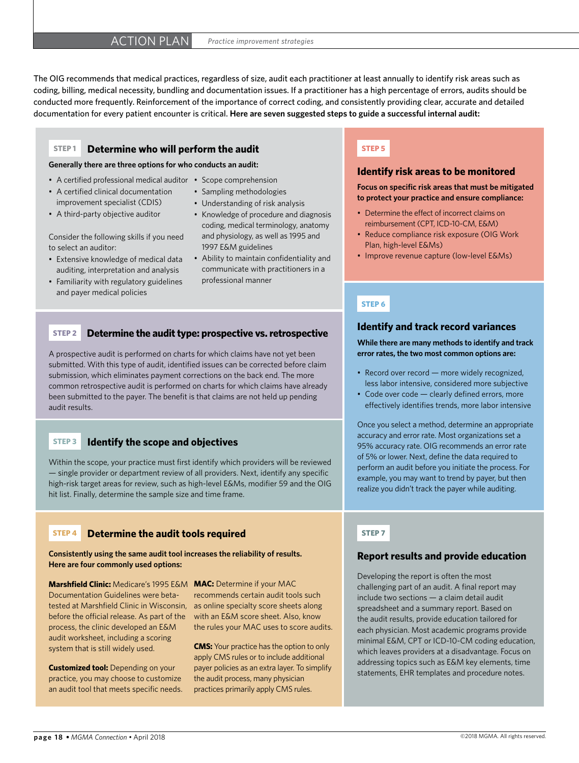The OIG recommends that medical practices, regardless of size, audit each practitioner at least annually to identify risk areas such as coding, billing, medical necessity, bundling and documentation issues. If a practitioner has a high percentage of errors, audits should be conducted more frequently. Reinforcement of the importance of correct coding, and consistently providing clear, accurate and detailed documentation for every patient encounter is critical. **Here are seven suggested steps to guide a successful internal audit:**

## STEP 1 Determine who will perform the audit

**Generally there are three options for who conducts an audit:**

- A certified professional medical auditor
- A certified clinical documentation improvement specialist (CDIS)
- A third-party objective auditor

Consider the following skills if you need to select an auditor:

- Extensive knowledge of medical data auditing, interpretation and analysis
- Familiarity with regulatory guidelines and payer medical policies
- Scope comprehension
- Sampling methodologies
- Understanding of risk analysis
- Knowledge of procedure and diagnosis coding, medical terminology, anatomy and physiology, as well as 1995 and 1997 E&M guidelines
- Ability to maintain confidentiality and communicate with practitioners in a professional manner

## STEP 2 Determine the audit type: prospective vs. retrospective

A prospective audit is performed on charts for which claims have not yet been submitted. With this type of audit, identified issues can be corrected before claim submission, which eliminates payment corrections on the back end. The more common retrospective audit is performed on charts for which claims have already been submitted to the payer. The benefit is that claims are not held up pending audit results.

## STEP 3 Identify the scope and objectives

Within the scope, your practice must first identify which providers will be reviewed — single provider or department review of all providers. Next, identify any specific high-risk target areas for review, such as high-level E&Ms, modifier 59 and the OIG hit list. Finally, determine the sample size and time frame.

## STEP 4 Determine the audit tools required

**Consistently using the same audit tool increases the reliability of results. Here are four commonly used options:**

**Marshfield Clinic:** Medicare's 1995 E&M Documentation Guidelines were beta-tested at Marshfield Clinic in Wisconsin, before the official release. As part of the process, the clinic developed an E&M audit worksheet, including a scoring system that is still widely used.

**Customized tool:** Depending on your practice, you may choose to customize an audit tool that meets specific needs.

**MAC:** Determine if your MAC recommends certain audit tools such as online specialty score sheets along with an E&M score sheet. Also, know the rules your MAC uses to score audits.

**CMS:** Your practice has the option to only apply CMS rules or to include additional payer policies as an extra layer. To simplify the audit process, many physician practices primarily apply CMS rules.

## STEP 5 Identify risk areas to be monitored

**Focus on specific risk areas that must be mitigated to protect your practice and ensure compliance:**

- Determine the effect of incorrect claims on reimbursement (CPT, ICD-10-CM, E&M)
- Reduce compliance risk exposure (OIG Work Plan, high-level E&Ms)
- Improve revenue capture (low-level E&Ms)

## STEP 6 Identify and track record variances

**While there are many methods to identify and track error rates, the two most common options are:**

- Record over record — more widely recognized, less labor intensive, considered more subjective
- Code over code — clearly defined errors, more effectively identifies trends, more labor intensive

Once you select a method, determine an appropriate accuracy and error rate. Most organizations set a 95% accuracy rate. OIG recommends an error rate of 5% or lower. Next, define the data required to perform an audit before you initiate the process. For example, you may want to trend by payer, but then realize you didn't track the payer while auditing.

## STEP 7 Report results and provide education

Developing the report is often the most challenging part of an audit. A final report may include two sections — a claim detail audit spreadsheet and a summary report. Based on the audit results, provide education tailored for each physician. Most academic programs provide minimal E&M, CPT or ICD-10-CM coding education, which leaves providers at a disadvantage. Focus on addressing topics such as E&M key elements, time statements, EHR templates and procedure notes.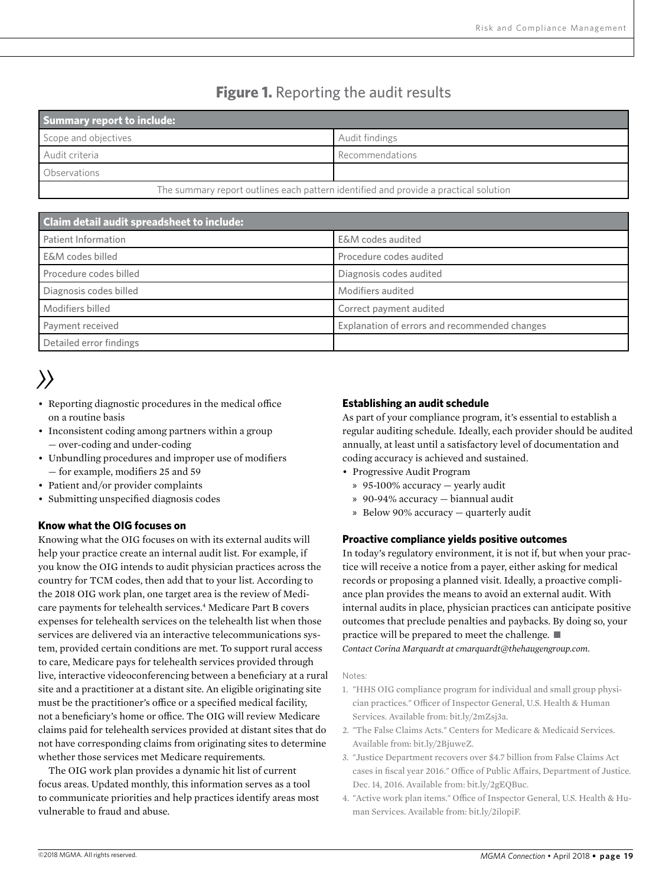**Figure 1.** Reporting the audit results

| Summary report to include: | |
|---|---|
| Scope and objectives | Audit findings |
| Audit criteria | Recommendations |
| Observations | |
| The summary report outlines each pattern identified and provide a practical solution | |

| Claim detail audit spreadsheet to include: | |
|---|---|
| Patient Information | E&M codes audited |
| E&M codes billed | Procedure codes audited |
| Procedure codes billed | Diagnosis codes audited |
| Diagnosis codes billed | Modifiers audited |
| Modifiers billed | Correct payment audited |
| Payment received | Explanation of errors and recommended changes |
| Detailed error findings | |

- Reporting diagnostic procedures in the medical office on a routine basis
- Inconsistent coding among partners within a group — over-coding and under-coding
- Unbundling procedures and improper use of modifiers — for example, modifiers 25 and 59
- Patient and/or provider complaints
- Submitting unspecified diagnosis codes

### Know what the OIG focuses on

Knowing what the OIG focuses on with its external audits will help your practice create an internal audit list. For example, if you know the OIG intends to audit physician practices across the country for TCM codes, then add that to your list. According to the 2018 OIG work plan, one target area is the review of Medicare payments for telehealth services.[4] Medicare Part B covers expenses for telehealth services on the telehealth list when those services are delivered via an interactive telecommunications system, provided certain conditions are met. To support rural access to care, Medicare pays for telehealth services provided through live, interactive videoconferencing between a beneficiary at a rural site and a practitioner at a distant site. An eligible originating site must be the practitioner's office or a specified medical facility, not a beneficiary's home or office. The OIG will review Medicare claims paid for telehealth services provided at distant sites that do not have corresponding claims from originating sites to determine whether those services met Medicare requirements.

The OIG work plan provides a dynamic hit list of current focus areas. Updated monthly, this information serves as a tool to communicate priorities and help practices identify areas most vulnerable to fraud and abuse.

### Establishing an audit schedule

As part of your compliance program, it's essential to establish a regular auditing schedule. Ideally, each provider should be audited annually, at least until a satisfactory level of documentation and coding accuracy is achieved and sustained.

- Progressive Audit Program
  - 95-100% accuracy — yearly audit
  - 90-94% accuracy — biannual audit
  - Below 90% accuracy — quarterly audit

### Proactive compliance yields positive outcomes

In today's regulatory environment, it is not if, but when your practice will receive a notice from a payer, either asking for medical records or proposing a planned visit. Ideally, a proactive compliance plan provides the means to avoid an external audit. With internal audits in place, physician practices can anticipate positive outcomes that preclude penalties and paybacks. By doing so, your practice will be prepared to meet the challenge. ■

*Contact Corina Marquardt at cmarquardt@thehaugengroup.com.*

Notes:

1. "HHS OIG compliance program for individual and small group physician practices." Officer of Inspector General, U.S. Health & Human Services. Available from: bit.ly/2mZsj3a.
2. "The False Claims Acts." Centers for Medicare & Medicaid Services. Available from: bit.ly/2BjuweZ.
3. "Justice Department recovers over $4.7 billion from False Claims Act cases in fiscal year 2016." Office of Public Affairs, Department of Justice. Dec. 14, 2016. Available from: bit.ly/2gEQBuc.
4. "Active work plan items." Office of Inspector General, U.S. Health & Human Services. Available from: bit.ly/2ilopiF.